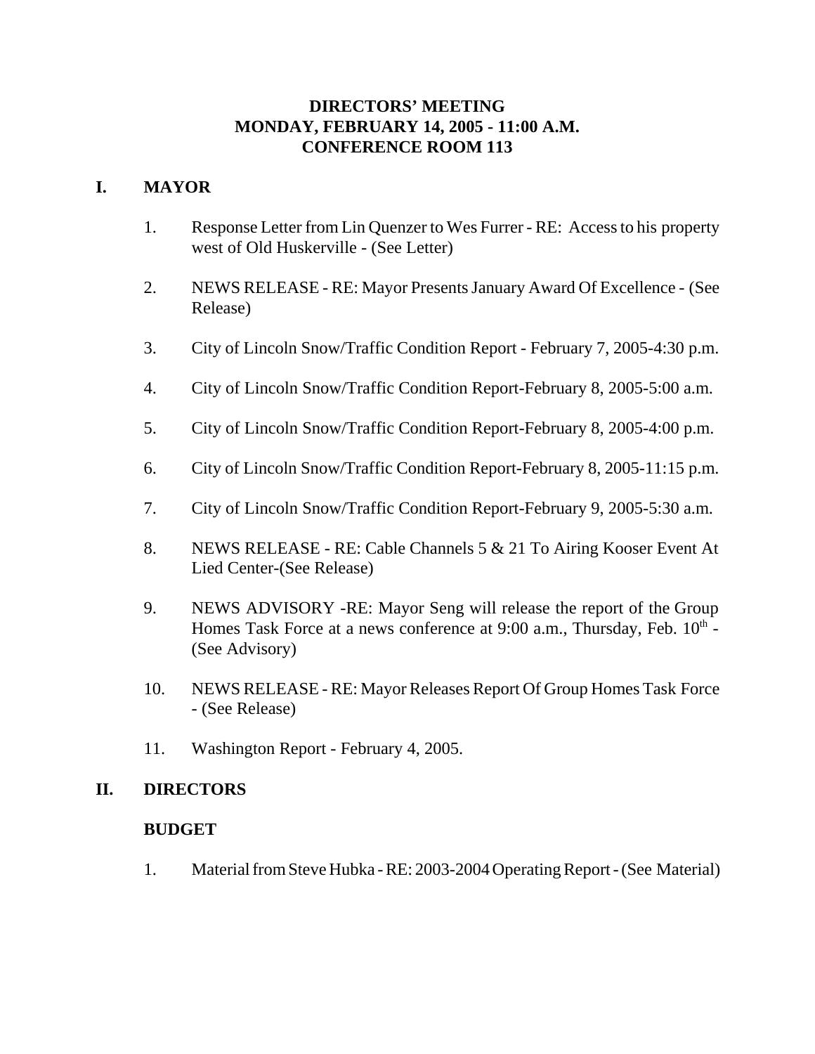**DIRECTORS' MEETING**
**MONDAY, FEBRUARY 14, 2005 - 11:00 A.M.**
**CONFERENCE ROOM 113**

## I. MAYOR

1. Response Letter from Lin Quenzer to Wes Furrer - RE: Access to his property west of Old Huskerville - (See Letter)

2. NEWS RELEASE - RE: Mayor Presents January Award Of Excellence - (See Release)

3. City of Lincoln Snow/Traffic Condition Report - February 7, 2005-4:30 p.m.

4. City of Lincoln Snow/Traffic Condition Report-February 8, 2005-5:00 a.m.

5. City of Lincoln Snow/Traffic Condition Report-February 8, 2005-4:00 p.m.

6. City of Lincoln Snow/Traffic Condition Report-February 8, 2005-11:15 p.m.

7. City of Lincoln Snow/Traffic Condition Report-February 9, 2005-5:30 a.m.

8. NEWS RELEASE - RE: Cable Channels 5 & 21 To Airing Kooser Event At Lied Center-(See Release)

9. NEWS ADVISORY -RE: Mayor Seng will release the report of the Group Homes Task Force at a news conference at 9:00 a.m., Thursday, Feb. 10th - (See Advisory)

10. NEWS RELEASE - RE: Mayor Releases Report Of Group Homes Task Force - (See Release)

11. Washington Report - February 4, 2005.

## II. DIRECTORS

### BUDGET

1. Material from Steve Hubka - RE: 2003-2004 Operating Report - (See Material)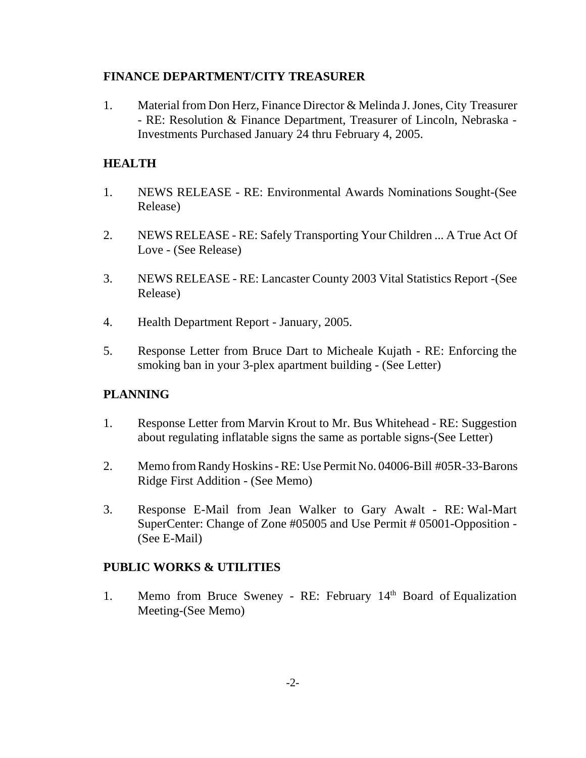**FINANCE DEPARTMENT/CITY TREASURER**

1. Material from Don Herz, Finance Director & Melinda J. Jones, City Treasurer - RE: Resolution & Finance Department, Treasurer of Lincoln, Nebraska - Investments Purchased January 24 thru February 4, 2005.

**HEALTH**

1. NEWS RELEASE - RE: Environmental Awards Nominations Sought-(See Release)

2. NEWS RELEASE - RE: Safely Transporting Your Children ... A True Act Of Love - (See Release)

3. NEWS RELEASE - RE: Lancaster County 2003 Vital Statistics Report -(See Release)

4. Health Department Report - January, 2005.

5. Response Letter from Bruce Dart to Micheale Kujath - RE: Enforcing the smoking ban in your 3-plex apartment building - (See Letter)

**PLANNING**

1. Response Letter from Marvin Krout to Mr. Bus Whitehead - RE: Suggestion about regulating inflatable signs the same as portable signs-(See Letter)

2. Memo from Randy Hoskins - RE: Use Permit No. 04006-Bill #05R-33-Barons Ridge First Addition - (See Memo)

3. Response E-Mail from Jean Walker to Gary Awalt - RE: Wal-Mart SuperCenter: Change of Zone #05005 and Use Permit # 05001-Opposition - (See E-Mail)

**PUBLIC WORKS & UTILITIES**

1. Memo from Bruce Sweney - RE: February 14th Board of Equalization Meeting-(See Memo)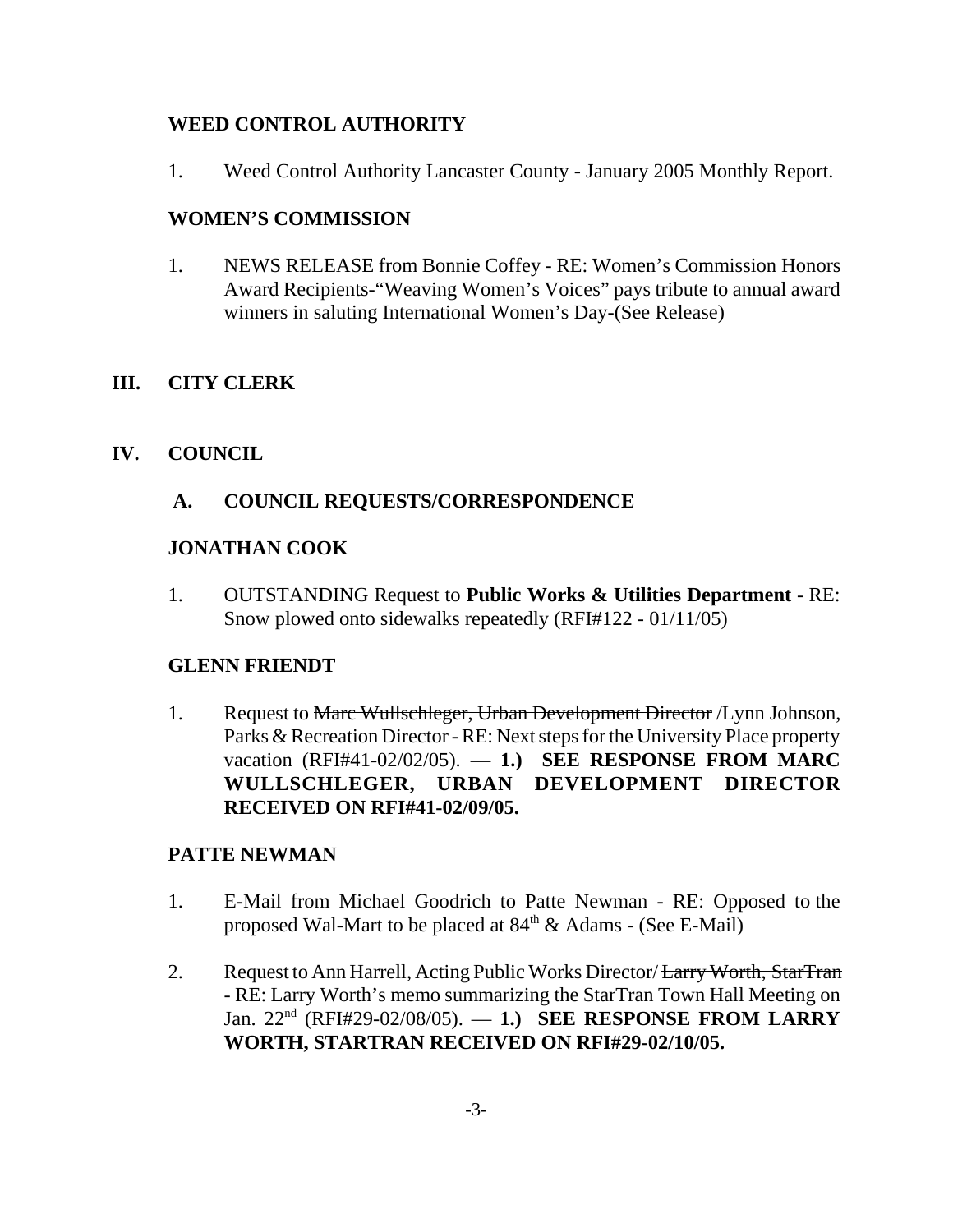**WEED CONTROL AUTHORITY**

1. Weed Control Authority Lancaster County - January 2005 Monthly Report.

**WOMEN'S COMMISSION**

1. NEWS RELEASE from Bonnie Coffey - RE: Women's Commission Honors Award Recipients-"Weaving Women's Voices" pays tribute to annual award winners in saluting International Women's Day-(See Release)

## III. CITY CLERK

## IV. COUNCIL

### A. COUNCIL REQUESTS/CORRESPONDENCE

**JONATHAN COOK**

1. OUTSTANDING Request to **Public Works & Utilities Department** - RE: Snow plowed onto sidewalks repeatedly (RFI#122 - 01/11/05)

**GLENN FRIENDT**

1. Request to ~~Marc Wullschleger, Urban Development Director~~ /Lynn Johnson, Parks & Recreation Director - RE: Next steps for the University Place property vacation (RFI#41-02/02/05). — **1.) SEE RESPONSE FROM MARC WULLSCHLEGER, URBAN DEVELOPMENT DIRECTOR RECEIVED ON RFI#41-02/09/05.**

**PATTE NEWMAN**

1. E-Mail from Michael Goodrich to Patte Newman - RE: Opposed to the proposed Wal-Mart to be placed at 84th & Adams - (See E-Mail)

2. Request to Ann Harrell, Acting Public Works Director/ ~~Larry Worth, StarTran~~ - RE: Larry Worth's memo summarizing the StarTran Town Hall Meeting on Jan. 22nd (RFI#29-02/08/05). — **1.) SEE RESPONSE FROM LARRY WORTH, STARTRAN RECEIVED ON RFI#29-02/10/05.**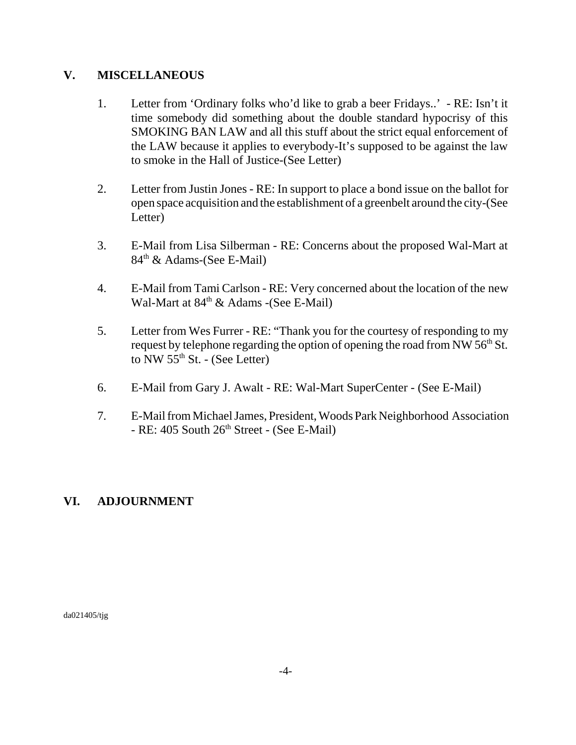## V. MISCELLANEOUS

1. Letter from 'Ordinary folks who'd like to grab a beer Fridays..' - RE: Isn't it time somebody did something about the double standard hypocrisy of this SMOKING BAN LAW and all this stuff about the strict equal enforcement of the LAW because it applies to everybody-It's supposed to be against the law to smoke in the Hall of Justice-(See Letter)

2. Letter from Justin Jones - RE: In support to place a bond issue on the ballot for open space acquisition and the establishment of a greenbelt around the city-(See Letter)

3. E-Mail from Lisa Silberman - RE: Concerns about the proposed Wal-Mart at 84th & Adams-(See E-Mail)

4. E-Mail from Tami Carlson - RE: Very concerned about the location of the new Wal-Mart at 84th & Adams -(See E-Mail)

5. Letter from Wes Furrer - RE: "Thank you for the courtesy of responding to my request by telephone regarding the option of opening the road from NW 56th St. to NW 55th St. - (See Letter)

6. E-Mail from Gary J. Awalt - RE: Wal-Mart SuperCenter - (See E-Mail)

7. E-Mail from Michael James, President, Woods Park Neighborhood Association - RE: 405 South 26th Street - (See E-Mail)

## VI. ADJOURNMENT

da021405/tjg